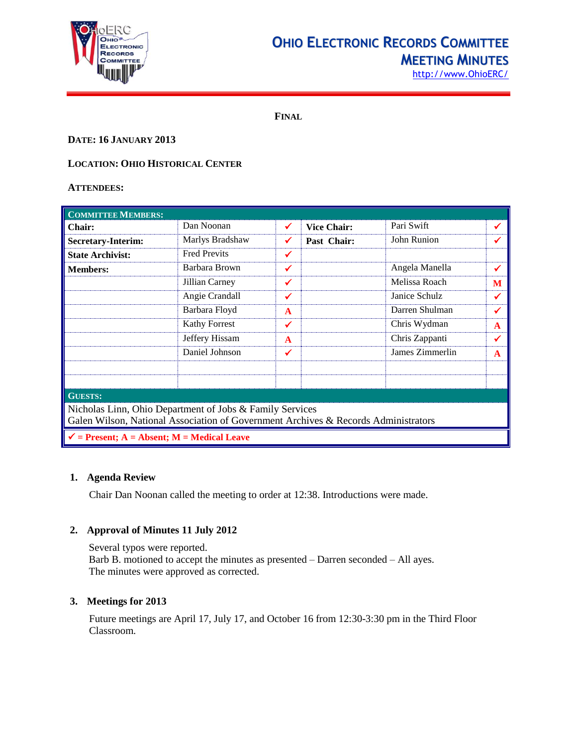# Ohio Electronic Records Committee Meeting Minutes

http://www.OhioERC/

**FINAL**

**DATE: 16 JANUARY 2013**

**LOCATION: OHIO HISTORICAL CENTER**

**ATTENDEES:**

| COMMITTEE MEMBERS: | | | | | |
|---|---|---|---|---|---|
| **Chair:** | Dan Noonan | ✓ | **Vice Chair:** | Pari Swift | ✓ |
| **Secretary-Interim:** | Marlys Bradshaw | ✓ | **Past Chair:** | John Runion | ✓ |
| **State Archivist:** | Fred Previts | ✓ | | | |
| **Members:** | Barbara Brown | ✓ | | Angela Manella | ✓ |
| | Jillian Carney | ✓ | | Melissa Roach | M |
| | Angie Crandall | ✓ | | Janice Schulz | ✓ |
| | Barbara Floyd | A | | Darren Shulman | ✓ |
| | Kathy Forrest | ✓ | | Chris Wydman | A |
| | Jeffery Hissam | A | | Chris Zappanti | ✓ |
| | Daniel Johnson | ✓ | | James Zimmerlin | A |
| | | | | | |
| | | | | | |
| **GUESTS:** | | | | | |
| Nicholas Linn, Ohio Department of Jobs & Family Services<br>Galen Wilson, National Association of Government Archives & Records Administrators | | | | | |
| ✓ = Present; A = Absent; M = Medical Leave | | | | | |

1. **Agenda Review**

   Chair Dan Noonan called the meeting to order at 12:38. Introductions were made.

2. **Approval of Minutes 11 July 2012**

   Several typos were reported.
   Barb B. motioned to accept the minutes as presented – Darren seconded – All ayes.
   The minutes were approved as corrected.

3. **Meetings for 2013**

   Future meetings are April 17, July 17, and October 16 from 12:30-3:30 pm in the Third Floor Classroom.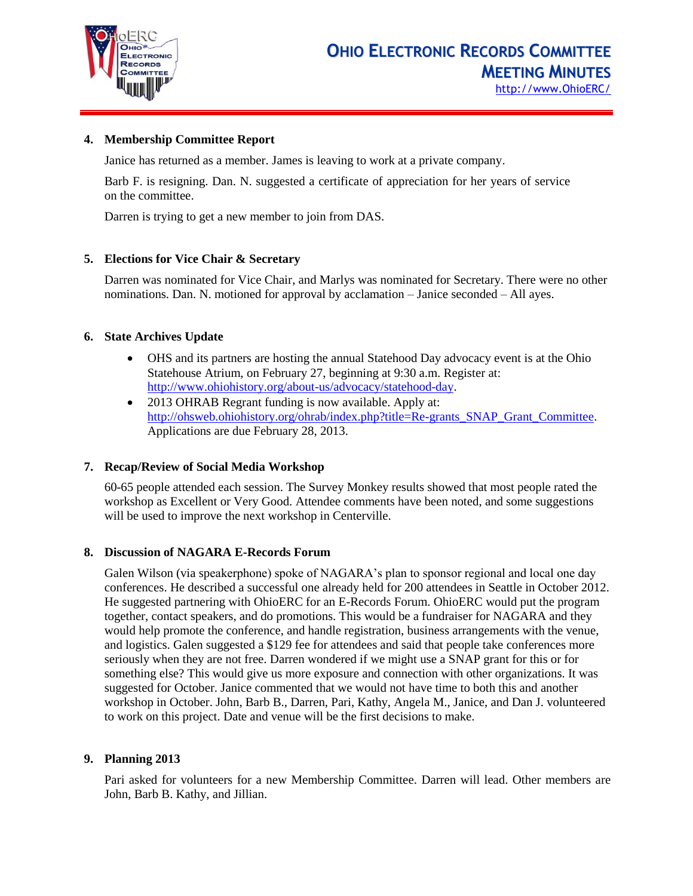### 4. Membership Committee Report

Janice has returned as a member. James is leaving to work at a private company.

Barb F. is resigning. Dan. N. suggested a certificate of appreciation for her years of service on the committee.

Darren is trying to get a new member to join from DAS.

### 5. Elections for Vice Chair & Secretary

Darren was nominated for Vice Chair, and Marlys was nominated for Secretary. There were no other nominations. Dan. N. motioned for approval by acclamation – Janice seconded – All ayes.

### 6. State Archives Update

- OHS and its partners are hosting the annual Statehood Day advocacy event is at the Ohio Statehouse Atrium, on February 27, beginning at 9:30 a.m. Register at: http://www.ohiohistory.org/about-us/advocacy/statehood-day.
- 2013 OHRAB Regrant funding is now available. Apply at: http://ohsweb.ohiohistory.org/ohrab/index.php?title=Re-grants_SNAP_Grant_Committee. Applications are due February 28, 2013.

### 7. Recap/Review of Social Media Workshop

60-65 people attended each session. The Survey Monkey results showed that most people rated the workshop as Excellent or Very Good. Attendee comments have been noted, and some suggestions will be used to improve the next workshop in Centerville.

### 8. Discussion of NAGARA E-Records Forum

Galen Wilson (via speakerphone) spoke of NAGARA's plan to sponsor regional and local one day conferences. He described a successful one already held for 200 attendees in Seattle in October 2012. He suggested partnering with OhioERC for an E-Records Forum. OhioERC would put the program together, contact speakers, and do promotions. This would be a fundraiser for NAGARA and they would help promote the conference, and handle registration, business arrangements with the venue, and logistics. Galen suggested a $129 fee for attendees and said that people take conferences more seriously when they are not free. Darren wondered if we might use a SNAP grant for this or for something else? This would give us more exposure and connection with other organizations. It was suggested for October. Janice commented that we would not have time to both this and another workshop in October. John, Barb B., Darren, Pari, Kathy, Angela M., Janice, and Dan J. volunteered to work on this project. Date and venue will be the first decisions to make.

### 9. Planning 2013

Pari asked for volunteers for a new Membership Committee. Darren will lead. Other members are John, Barb B. Kathy, and Jillian.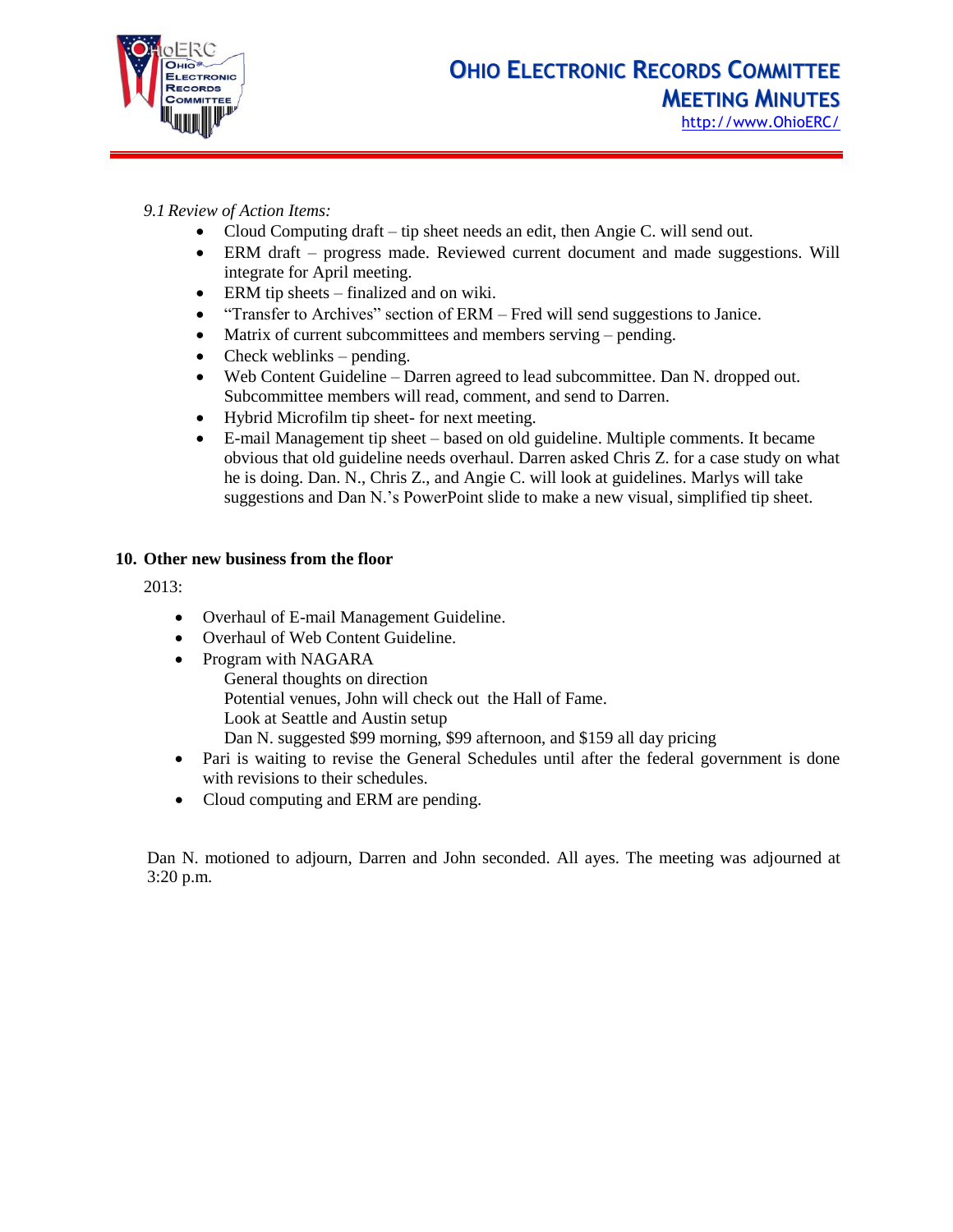*9.1 Review of Action Items:*

- Cloud Computing draft – tip sheet needs an edit, then Angie C. will send out.
- ERM draft – progress made. Reviewed current document and made suggestions. Will integrate for April meeting.
- ERM tip sheets – finalized and on wiki.
- "Transfer to Archives" section of ERM – Fred will send suggestions to Janice.
- Matrix of current subcommittees and members serving – pending.
- Check weblinks – pending.
- Web Content Guideline – Darren agreed to lead subcommittee. Dan N. dropped out. Subcommittee members will read, comment, and send to Darren.
- Hybrid Microfilm tip sheet- for next meeting.
- E-mail Management tip sheet – based on old guideline. Multiple comments. It became obvious that old guideline needs overhaul. Darren asked Chris Z. for a case study on what he is doing. Dan. N., Chris Z., and Angie C. will look at guidelines. Marlys will take suggestions and Dan N.'s PowerPoint slide to make a new visual, simplified tip sheet.

**10. Other new business from the floor**

2013:

- Overhaul of E-mail Management Guideline.
- Overhaul of Web Content Guideline.
- Program with NAGARA
  General thoughts on direction
  Potential venues, John will check out the Hall of Fame.
  Look at Seattle and Austin setup
  Dan N. suggested $99 morning, $99 afternoon, and $159 all day pricing
- Pari is waiting to revise the General Schedules until after the federal government is done with revisions to their schedules.
- Cloud computing and ERM are pending.

Dan N. motioned to adjourn, Darren and John seconded. All ayes. The meeting was adjourned at 3:20 p.m.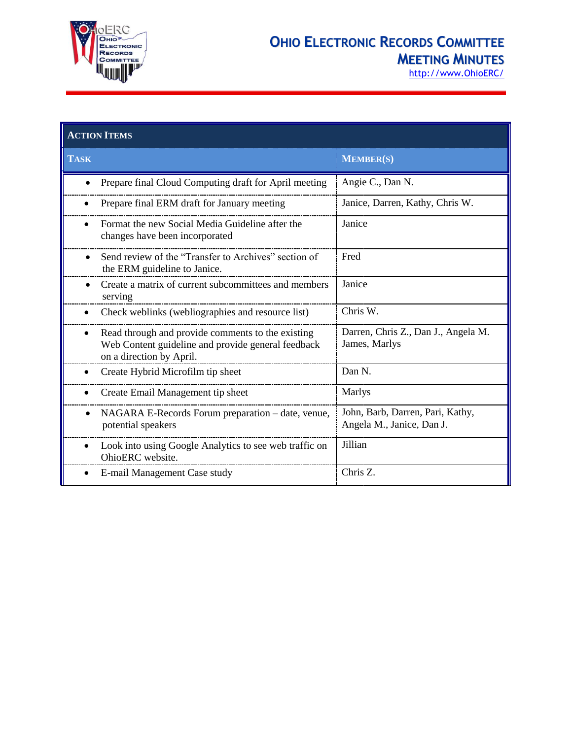# Ohio Electronic Records Committee Meeting Minutes

http://www.OhioERC/

| Action Items | |
|---|---|
| **Task** | **Member(s)** |
| • Prepare final Cloud Computing draft for April meeting | Angie C., Dan N. |
| • Prepare final ERM draft for January meeting | Janice, Darren, Kathy, Chris W. |
| • Format the new Social Media Guideline after the changes have been incorporated | Janice |
| • Send review of the "Transfer to Archives" section of the ERM guideline to Janice. | Fred |
| • Create a matrix of current subcommittees and members serving | Janice |
| • Check weblinks (webliographies and resource list) | Chris W. |
| • Read through and provide comments to the existing Web Content guideline and provide general feedback on a direction by April. | Darren, Chris Z., Dan J., Angela M. James, Marlys |
| • Create Hybrid Microfilm tip sheet | Dan N. |
| • Create Email Management tip sheet | Marlys |
| • NAGARA E-Records Forum preparation – date, venue, potential speakers | John, Barb, Darren, Pari, Kathy, Angela M., Janice, Dan J. |
| • Look into using Google Analytics to see web traffic on OhioERC website. | Jillian |
| • E-mail Management Case study | Chris Z. |